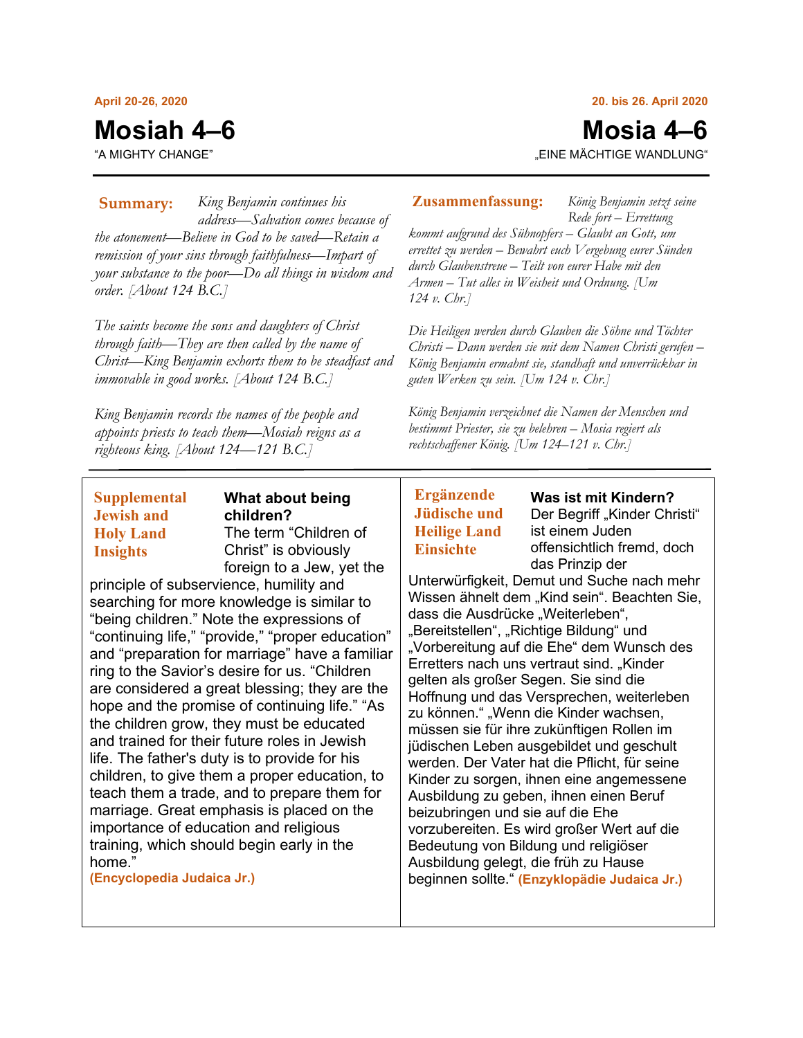**April 20-26, 2020**

# Mosiah 4–6

"A MIGHTY CHANGE"

**Summary:** *King Benjamin continues his address—Salvation comes because of the atonement—Believe in God to be saved—Retain a remission of your sins through faithfulness—Impart of your substance to the poor—Do all things in wisdom and order. [About 124 B.C.]*

*The saints become the sons and daughters of Christ through faith—They are then called by the name of Christ—King Benjamin exhorts them to be steadfast and immovable in good works. [About 124 B.C.]*

*King Benjamin records the names of the people and appoints priests to teach them—Mosiah reigns as a righteous king. [About 124—121 B.C.]*

**Supplemental Jewish and Holy Land Insights**

**What about being children?**

The term "Children of Christ" is obviously foreign to a Jew, yet the principle of subservience, humility and searching for more knowledge is similar to "being children." Note the expressions of "continuing life," "provide," "proper education" and "preparation for marriage" have a familiar ring to the Savior's desire for us. "Children are considered a great blessing; they are the hope and the promise of continuing life." "As the children grow, they must be educated and trained for their future roles in Jewish life. The father's duty is to provide for his children, to give them a proper education, to teach them a trade, and to prepare them for marriage. Great emphasis is placed on the importance of education and religious training, which should begin early in the home."

**(Encyclopedia Judaica Jr.)**

---

**20. bis 26. April 2020**

# Mosia 4–6

„EINE MÄCHTIGE WANDLUNG"

**Zusammenfassung:** *König Benjamin setzt seine Rede fort – Errettung kommt aufgrund des Sühnopfers – Glaubt an Gott, um errettet zu werden – Bewahrt euch Vergebung eurer Sünden durch Glaubenstreue – Teilt von eurer Habe mit den Armen – Tut alles in Weisheit und Ordnung. [Um 124 v. Chr.]*

*Die Heiligen werden durch Glauben die Söhne und Töchter Christi – Dann werden sie mit dem Namen Christi gerufen – König Benjamin ermahnt sie, standhaft und unverrückbar in guten Werken zu sein. [Um 124 v. Chr.]*

*König Benjamin verzeichnet die Namen der Menschen und bestimmt Priester, sie zu belehren – Mosia regiert als rechtschaffener König. [Um 124–121 v. Chr.]*

**Ergänzende Jüdische und Heilige Land Einsichte**

**Was ist mit Kindern?**

Der Begriff „Kinder Christi" ist einem Juden offensichtlich fremd, doch das Prinzip der Unterwürfigkeit, Demut und Suche nach mehr Wissen ähnelt dem „Kind sein". Beachten Sie, dass die Ausdrücke „Weiterleben", „Bereitstellen", „Richtige Bildung" und „Vorbereitung auf die Ehe" dem Wunsch des Erretters nach uns vertraut sind. „Kinder gelten als großer Segen. Sie sind die Hoffnung und das Versprechen, weiterleben zu können." „Wenn die Kinder wachsen, müssen sie für ihre zukünftigen Rollen im jüdischen Leben ausgebildet und geschult werden. Der Vater hat die Pflicht, für seine Kinder zu sorgen, ihnen eine angemessene Ausbildung zu geben, ihnen einen Beruf beizubringen und sie auf die Ehe vorzubereiten. Es wird großer Wert auf die Bedeutung von Bildung und religiöser Ausbildung gelegt, die früh zu Hause beginnen sollte." **(Enzyklopädie Judaica Jr.)**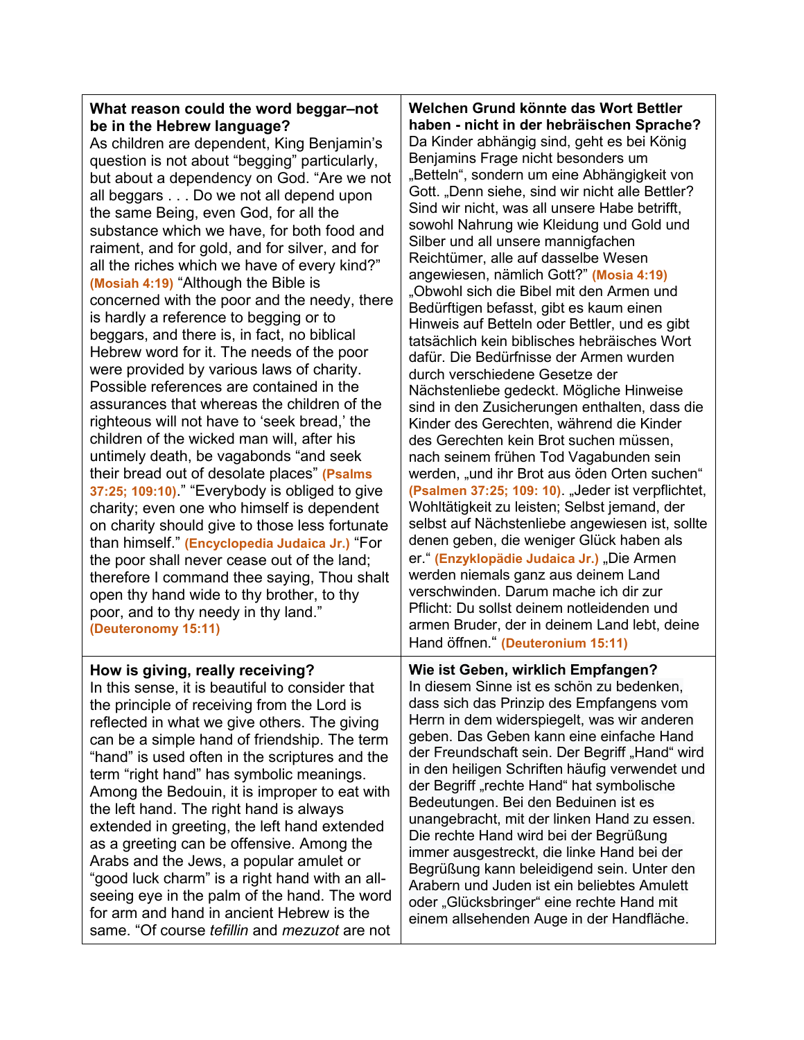| **What reason could the word beggar–not be in the Hebrew language?**<br>As children are dependent, King Benjamin's question is not about "begging" particularly, but about a dependency on God. "Are we not all beggars . . . Do we not all depend upon the same Being, even God, for all the substance which we have, for both food and raiment, and for gold, and for silver, and for all the riches which we have of every kind?" **(Mosiah 4:19)** "Although the Bible is concerned with the poor and the needy, there is hardly a reference to begging or to beggars, and there is, in fact, no biblical Hebrew word for it. The needs of the poor were provided by various laws of charity. Possible references are contained in the assurances that whereas the children of the righteous will not have to 'seek bread,' the children of the wicked man will, after his untimely death, be vagabonds "and seek their bread out of desolate places" **(Psalms 37:25; 109:10)**." "Everybody is obliged to give charity; even one who himself is dependent on charity should give to those less fortunate than himself." **(Encyclopedia Judaica Jr.)** "For the poor shall never cease out of the land; therefore I command thee saying, Thou shalt open thy hand wide to thy brother, to thy poor, and to thy needy in thy land." **(Deuteronomy 15:11)** | **Welchen Grund könnte das Wort Bettler haben - nicht in der hebräischen Sprache?**<br>Da Kinder abhängig sind, geht es bei König Benjamins Frage nicht besonders um „Betteln", sondern um eine Abhängigkeit von Gott. „Denn siehe, sind wir nicht alle Bettler? Sind wir nicht, was all unsere Habe betrifft, sowohl Nahrung wie Kleidung und Gold und Silber und all unsere mannigfachen Reichtümer, alle auf dasselbe Wesen angewiesen, nämlich Gott?" **(Mosia 4:19)** „Obwohl sich die Bibel mit den Armen und Bedürftigen befasst, gibt es kaum einen Hinweis auf Betteln oder Bettler, und es gibt tatsächlich kein biblisches hebräisches Wort dafür. Die Bedürfnisse der Armen wurden durch verschiedene Gesetze der Nächstenliebe gedeckt. Mögliche Hinweise sind in den Zusicherungen enthalten, dass die Kinder des Gerechten, während die Kinder des Gerechten kein Brot suchen müssen, nach seinem frühen Tod Vagabunden sein werden, „und ihr Brot aus öden Orten suchen" **(Psalmen 37:25; 109: 10)**. „Jeder ist verpflichtet, Wohltätigkeit zu leisten; Selbst jemand, der selbst auf Nächstenliebe angewiesen ist, sollte denen geben, die weniger Glück haben als er." **(Enzyklopädie Judaica Jr.)** „Die Armen werden niemals ganz aus deinem Land verschwinden. Darum mache ich dir zur Pflicht: Du sollst deinem notleidenden und armen Bruder, der in deinem Land lebt, deine Hand öffnen." **(Deuteronium 15:11)** |
|---|---|
| **How is giving, really receiving?**<br>In this sense, it is beautiful to consider that the principle of receiving from the Lord is reflected in what we give others. The giving can be a simple hand of friendship. The term "hand" is used often in the scriptures and the term "right hand" has symbolic meanings. Among the Bedouin, it is improper to eat with the left hand. The right hand is always extended in greeting, the left hand extended as a greeting can be offensive. Among the Arabs and the Jews, a popular amulet or "good luck charm" is a right hand with an all-seeing eye in the palm of the hand. The word for arm and hand in ancient Hebrew is the same. "Of course *tefillin* and *mezuzot* are not | **Wie ist Geben, wirklich Empfangen?**<br>In diesem Sinne ist es schön zu bedenken, dass sich das Prinzip des Empfangens vom Herrn in dem widerspiegelt, was wir anderen geben. Das Geben kann eine einfache Hand der Freundschaft sein. Der Begriff „Hand" wird in den heiligen Schriften häufig verwendet und der Begriff „rechte Hand" hat symbolische Bedeutungen. Bei den Beduinen ist es unangebracht, mit der linken Hand zu essen. Die rechte Hand wird bei der Begrüßung immer ausgestreckt, die linke Hand bei der Begrüßung kann beleidigend sein. Unter den Arabern und Juden ist ein beliebtes Amulett oder „Glücksbringer" eine rechte Hand mit einem allsehenden Auge in der Handfläche. |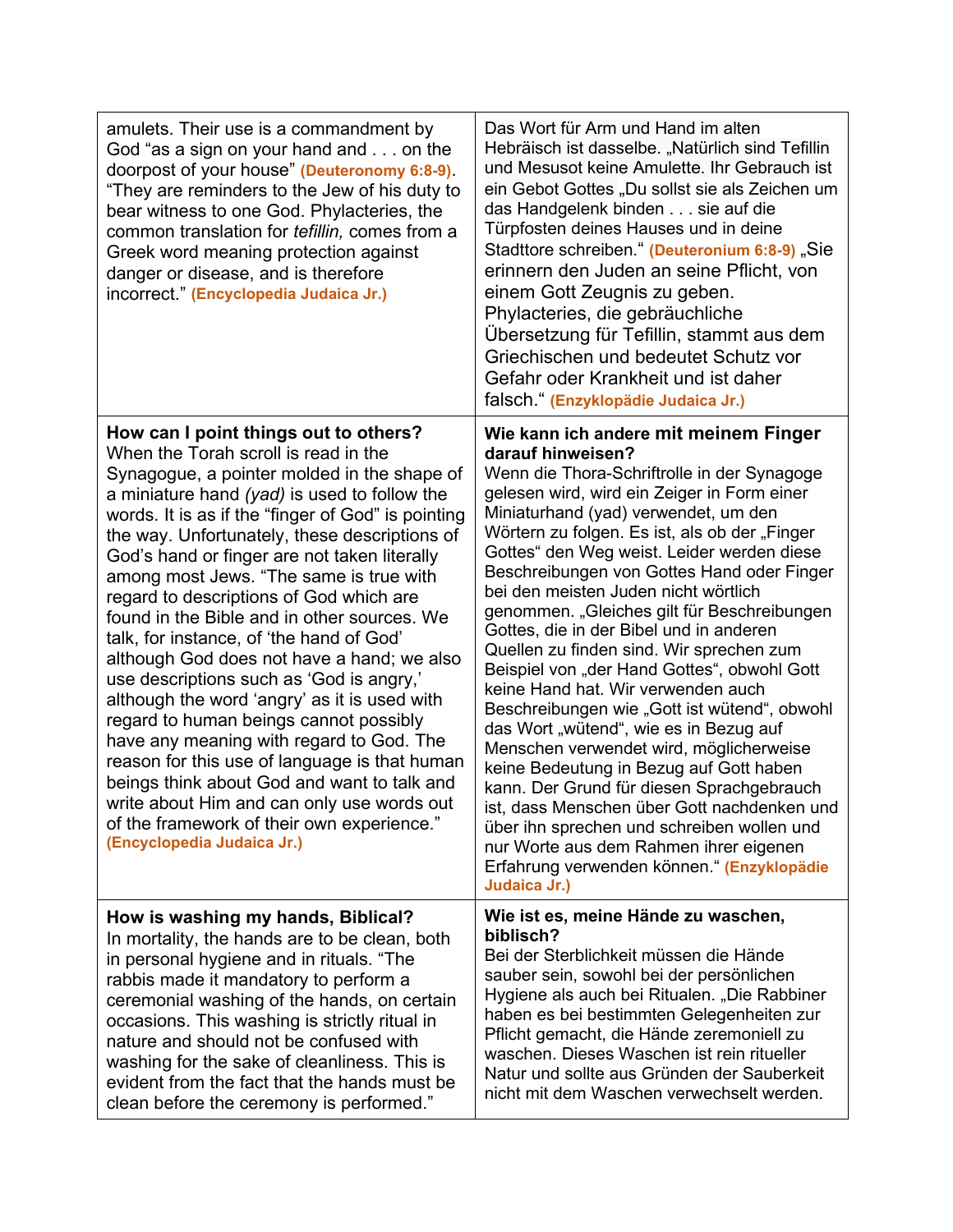| | |
|---|---|
| amulets. Their use is a commandment by God "as a sign on your hand and . . . on the doorpost of your house" **(Deuteronomy 6:8-9)**. "They are reminders to the Jew of his duty to bear witness to one God. Phylacteries, the common translation for *tefillin,* comes from a Greek word meaning protection against danger or disease, and is therefore incorrect." **(Encyclopedia Judaica Jr.)** | Das Wort für Arm und Hand im alten Hebräisch ist dasselbe. „Natürlich sind Tefillin und Mesusot keine Amulette. Ihr Gebrauch ist ein Gebot Gottes „Du sollst sie als Zeichen um das Handgelenk binden . . . sie auf die Türpfosten deines Hauses und in deine Stadttore schreiben." **(Deuteronium 6:8-9)** „Sie erinnern den Juden an seine Pflicht, von einem Gott Zeugnis zu geben. Phylacteries, die gebräuchliche Übersetzung für Tefillin, stammt aus dem Griechischen und bedeutet Schutz vor Gefahr oder Krankheit und ist daher falsch." **(Enzyklopädie Judaica Jr.)** |
| **How can I point things out to others?** When the Torah scroll is read in the Synagogue, a pointer molded in the shape of a miniature hand *(yad)* is used to follow the words. It is as if the "finger of God" is pointing the way. Unfortunately, these descriptions of God's hand or finger are not taken literally among most Jews. "The same is true with regard to descriptions of God which are found in the Bible and in other sources. We talk, for instance, of 'the hand of God' although God does not have a hand; we also use descriptions such as 'God is angry,' although the word 'angry' as it is used with regard to human beings cannot possibly have any meaning with regard to God. The reason for this use of language is that human beings think about God and want to talk and write about Him and can only use words out of the framework of their own experience." **(Encyclopedia Judaica Jr.)** | **Wie kann ich andere mit meinem Finger darauf hinweisen?** Wenn die Thora-Schriftrolle in der Synagoge gelesen wird, wird ein Zeiger in Form einer Miniaturhand (yad) verwendet, um den Wörtern zu folgen. Es ist, als ob der „Finger Gottes" den Weg weist. Leider werden diese Beschreibungen von Gottes Hand oder Finger bei den meisten Juden nicht wörtlich genommen. „Gleiches gilt für Beschreibungen Gottes, die in der Bibel und in anderen Quellen zu finden sind. Wir sprechen zum Beispiel von „der Hand Gottes", obwohl Gott keine Hand hat. Wir verwenden auch Beschreibungen wie „Gott ist wütend", obwohl das Wort „wütend", wie es in Bezug auf Menschen verwendet wird, möglicherweise keine Bedeutung in Bezug auf Gott haben kann. Der Grund für diesen Sprachgebrauch ist, dass Menschen über Gott nachdenken und über ihn sprechen und schreiben wollen und nur Worte aus dem Rahmen ihrer eigenen Erfahrung verwenden können." **(Enzyklopädie Judaica Jr.)** |
| **How is washing my hands, Biblical?** In mortality, the hands are to be clean, both in personal hygiene and in rituals. "The rabbis made it mandatory to perform a ceremonial washing of the hands, on certain occasions. This washing is strictly ritual in nature and should not be confused with washing for the sake of cleanliness. This is evident from the fact that the hands must be clean before the ceremony is performed." | **Wie ist es, meine Hände zu waschen, biblisch?** Bei der Sterblichkeit müssen die Hände sauber sein, sowohl bei der persönlichen Hygiene als auch bei Ritualen. „Die Rabbiner haben es bei bestimmten Gelegenheiten zur Pflicht gemacht, die Hände zeremoniell zu waschen. Dieses Waschen ist rein ritueller Natur und sollte aus Gründen der Sauberkeit nicht mit dem Waschen verwechselt werden. |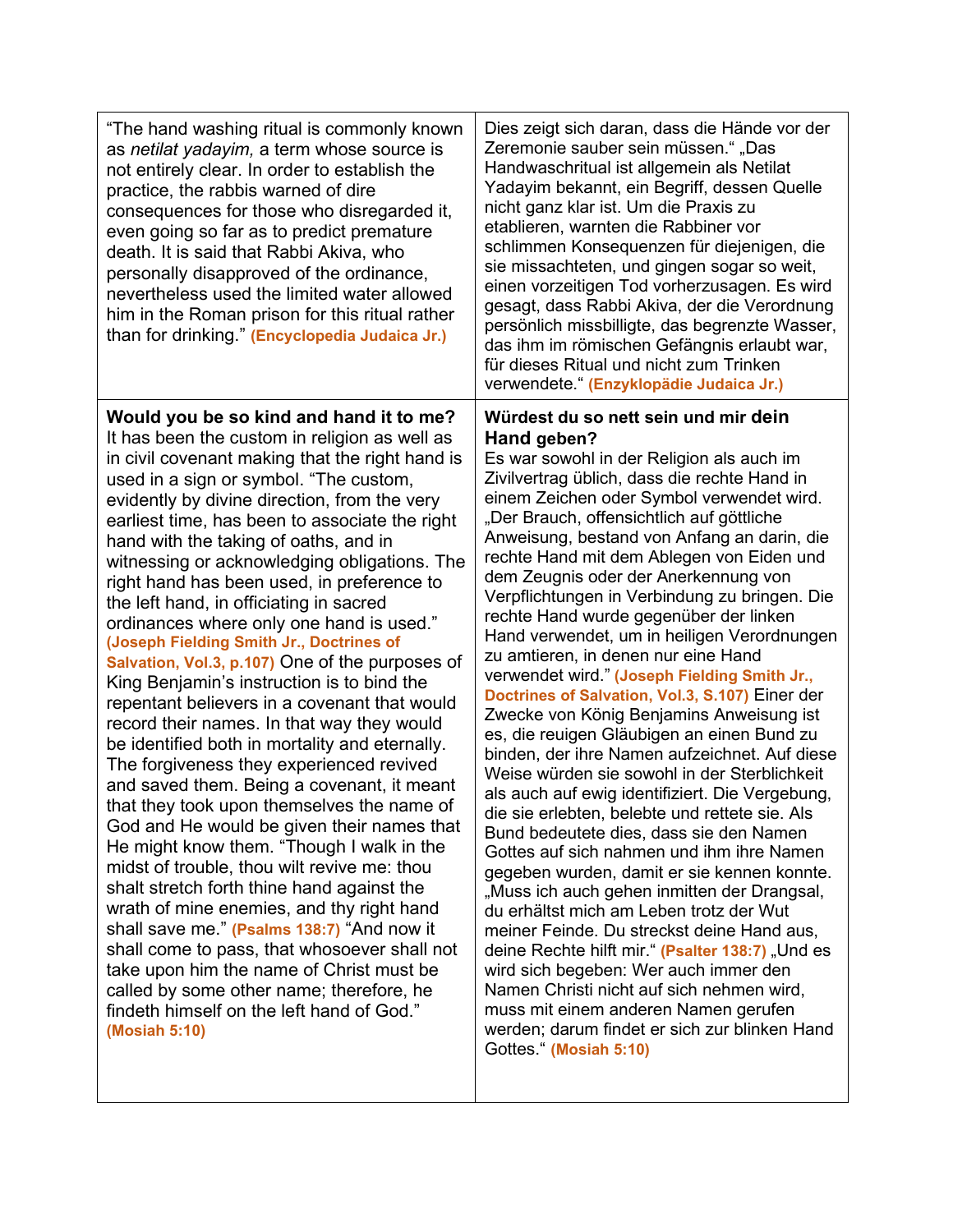| English | Deutsch |
| --- | --- |
| “The hand washing ritual is commonly known as *netilat yadayim,* a term whose source is not entirely clear. In order to establish the practice, the rabbis warned of dire consequences for those who disregarded it, even going so far as to predict premature death. It is said that Rabbi Akiva, who personally disapproved of the ordinance, nevertheless used the limited water allowed him in the Roman prison for this ritual rather than for drinking.” **(Encyclopedia Judaica Jr.)** | Dies zeigt sich daran, dass die Hände vor der Zeremonie sauber sein müssen.“ „Das Handwaschritual ist allgemein als Netilat Yadayim bekannt, ein Begriff, dessen Quelle nicht ganz klar ist. Um die Praxis zu etablieren, warnten die Rabbiner vor schlimmen Konsequenzen für diejenigen, die sie missachteten, und gingen sogar so weit, einen vorzeitigen Tod vorherzusagen. Es wird gesagt, dass Rabbi Akiva, der die Verordnung persönlich missbilligte, das begrenzte Wasser, das ihm im römischen Gefängnis erlaubt war, für dieses Ritual und nicht zum Trinken verwendete.“ **(Enzyklopädie Judaica Jr.)** |
| **Would you be so kind and hand it to me?** It has been the custom in religion as well as in civil covenant making that the right hand is used in a sign or symbol. “The custom, evidently by divine direction, from the very earliest time, has been to associate the right hand with the taking of oaths, and in witnessing or acknowledging obligations. The right hand has been used, in preference to the left hand, in officiating in sacred ordinances where only one hand is used.” **(Joseph Fielding Smith Jr., Doctrines of Salvation, Vol.3, p.107)** One of the purposes of King Benjamin’s instruction is to bind the repentant believers in a covenant that would record their names. In that way they would be identified both in mortality and eternally. The forgiveness they experienced revived and saved them. Being a covenant, it meant that they took upon themselves the name of God and He would be given their names that He might know them. “Though I walk in the midst of trouble, thou wilt revive me: thou shalt stretch forth thine hand against the wrath of mine enemies, and thy right hand shall save me.” **(Psalms 138:7)** “And now it shall come to pass, that whosoever shall not take upon him the name of Christ must be called by some other name; therefore, he findeth himself on the left hand of God.” **(Mosiah 5:10)** | **Würdest du so nett sein und mir dein Hand geben?** Es war sowohl in der Religion als auch im Zivilvertrag üblich, dass die rechte Hand in einem Zeichen oder Symbol verwendet wird. „Der Brauch, offensichtlich auf göttliche Anweisung, bestand von Anfang an darin, die rechte Hand mit dem Ablegen von Eiden und dem Zeugnis oder der Anerkennung von Verpflichtungen in Verbindung zu bringen. Die rechte Hand wurde gegenüber der linken Hand verwendet, um in heiligen Verordnungen zu amtieren, in denen nur eine Hand verwendet wird.” **(Joseph Fielding Smith Jr., Doctrines of Salvation, Vol.3, S.107)** Einer der Zwecke von König Benjamins Anweisung ist es, die reuigen Gläubigen an einen Bund zu binden, der ihre Namen aufzeichnet. Auf diese Weise würden sie sowohl in der Sterblichkeit als auch auf ewig identifiziert. Die Vergebung, die sie erlebten, belebte und rettete sie. Als Bund bedeutete dies, dass sie den Namen Gottes auf sich nahmen und ihm ihre Namen gegeben wurden, damit er sie kennen konnte. „Muss ich auch gehen inmitten der Drangsal, du erhältst mich am Leben trotz der Wut meiner Feinde. Du streckst deine Hand aus, deine Rechte hilft mir.“ **(Psalter 138:7)** „Und es wird sich begeben: Wer auch immer den Namen Christi nicht auf sich nehmen wird, muss mit einem anderen Namen gerufen werden; darum findet er sich zur blinken Hand Gottes.“ **(Mosiah 5:10)** |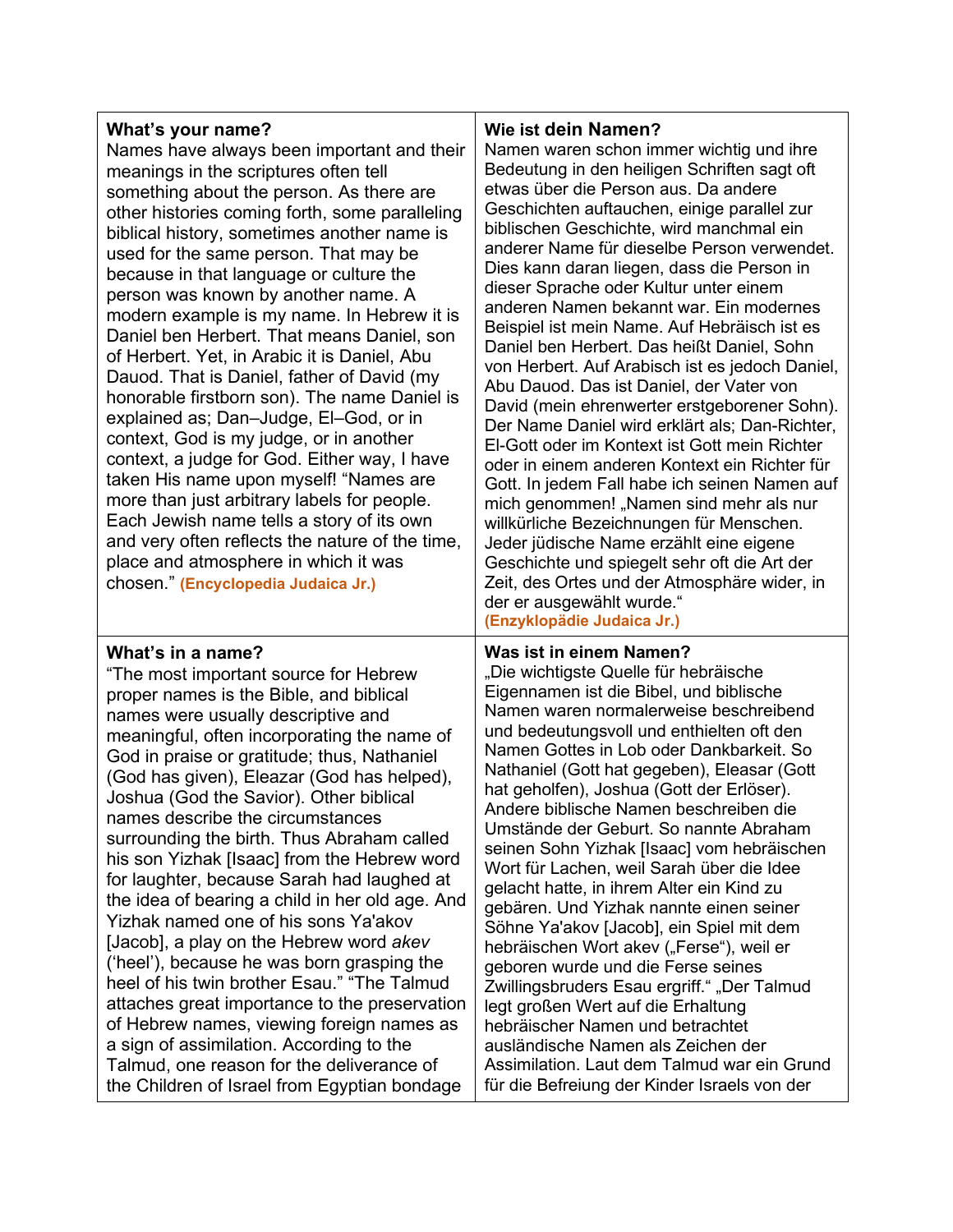| **What's your name?**<br>Names have always been important and their meanings in the scriptures often tell something about the person. As there are other histories coming forth, some paralleling biblical history, sometimes another name is used for the same person. That may be because in that language or culture the person was known by another name. A modern example is my name. In Hebrew it is Daniel ben Herbert. That means Daniel, son of Herbert. Yet, in Arabic it is Daniel, Abu Dauod. That is Daniel, father of David (my honorable firstborn son). The name Daniel is explained as; Dan–Judge, El–God, or in context, God is my judge, or in another context, a judge for God. Either way, I have taken His name upon myself! "Names are more than just arbitrary labels for people. Each Jewish name tells a story of its own and very often reflects the nature of the time, place and atmosphere in which it was chosen." **(Encyclopedia Judaica Jr.)** | **Wie ist dein Namen?**<br>Namen waren schon immer wichtig und ihre Bedeutung in den heiligen Schriften sagt oft etwas über die Person aus. Da andere Geschichten auftauchen, einige parallel zur biblischen Geschichte, wird manchmal ein anderer Name für dieselbe Person verwendet. Dies kann daran liegen, dass die Person in dieser Sprache oder Kultur unter einem anderen Namen bekannt war. Ein modernes Beispiel ist mein Name. Auf Hebräisch ist es Daniel ben Herbert. Das heißt Daniel, Sohn von Herbert. Auf Arabisch ist es jedoch Daniel, Abu Dauod. Das ist Daniel, der Vater von David (mein ehrenwerter erstgeborener Sohn). Der Name Daniel wird erklärt als; Dan-Richter, El-Gott oder im Kontext ist Gott mein Richter oder in einem anderen Kontext ein Richter für Gott. In jedem Fall habe ich seinen Namen auf mich genommen! „Namen sind mehr als nur willkürliche Bezeichnungen für Menschen. Jeder jüdische Name erzählt eine eigene Geschichte und spiegelt sehr oft die Art der Zeit, des Ortes und der Atmosphäre wider, in der er ausgewählt wurde.“ **(Enzyklopädie Judaica Jr.)** |
|---|---|
| **What's in a name?**<br>"The most important source for Hebrew proper names is the Bible, and biblical names were usually descriptive and meaningful, often incorporating the name of God in praise or gratitude; thus, Nathaniel (God has given), Eleazar (God has helped), Joshua (God the Savior). Other biblical names describe the circumstances surrounding the birth. Thus Abraham called his son Yizhak [Isaac] from the Hebrew word for laughter, because Sarah had laughed at the idea of bearing a child in her old age. And Yizhak named one of his sons Ya'akov [Jacob], a play on the Hebrew word *akev* ('heel'), because he was born grasping the heel of his twin brother Esau." "The Talmud attaches great importance to the preservation of Hebrew names, viewing foreign names as a sign of assimilation. According to the Talmud, one reason for the deliverance of the Children of Israel from Egyptian bondage | **Was ist in einem Namen?**<br>„Die wichtigste Quelle für hebräische Eigennamen ist die Bibel, und biblische Namen waren normalerweise beschreibend und bedeutungsvoll und enthielten oft den Namen Gottes in Lob oder Dankbarkeit. So Nathaniel (Gott hat gegeben), Eleasar (Gott hat geholfen), Joshua (Gott der Erlöser). Andere biblische Namen beschreiben die Umstände der Geburt. So nannte Abraham seinen Sohn Yizhak [Isaac] vom hebräischen Wort für Lachen, weil Sarah über die Idee gelacht hatte, in ihrem Alter ein Kind zu gebären. Und Yizhak nannte einen seiner Söhne Ya'akov [Jacob], ein Spiel mit dem hebräischen Wort akev („Ferse“), weil er geboren wurde und die Ferse seines Zwillingsbruders Esau ergriff.“ „Der Talmud legt großen Wert auf die Erhaltung hebräischer Namen und betrachtet ausländische Namen als Zeichen der Assimilation. Laut dem Talmud war ein Grund für die Befreiung der Kinder Israels von der |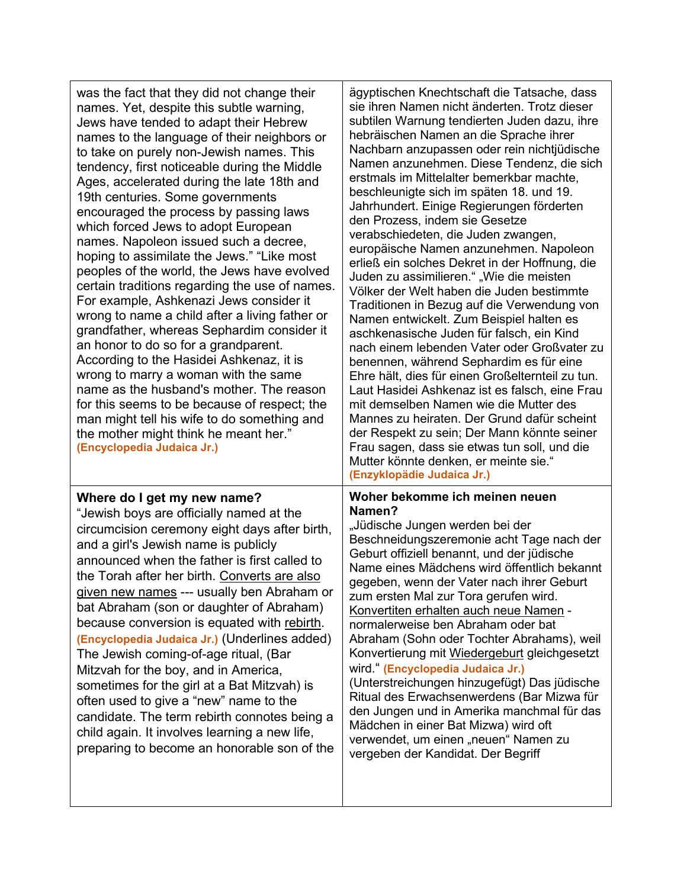| | |
|---|---|
| was the fact that they did not change their names. Yet, despite this subtle warning, Jews have tended to adapt their Hebrew names to the language of their neighbors or to take on purely non-Jewish names. This tendency, first noticeable during the Middle Ages, accelerated during the late 18th and 19th centuries. Some governments encouraged the process by passing laws which forced Jews to adopt European names. Napoleon issued such a decree, hoping to assimilate the Jews." "Like most peoples of the world, the Jews have evolved certain traditions regarding the use of names. For example, Ashkenazi Jews consider it wrong to name a child after a living father or grandfather, whereas Sephardim consider it an honor to do so for a grandparent. According to the Hasidei Ashkenaz, it is wrong to marry a woman with the same name as the husband's mother. The reason for this seems to be because of respect; the man might tell his wife to do something and the mother might think he meant her." **(Encyclopedia Judaica Jr.)** | ägyptischen Knechtschaft die Tatsache, dass sie ihren Namen nicht änderten. Trotz dieser subtilen Warnung tendierten Juden dazu, ihre hebräischen Namen an die Sprache ihrer Nachbarn anzupassen oder rein nichtjüdische Namen anzunehmen. Diese Tendenz, die sich erstmals im Mittelalter bemerkbar machte, beschleunigte sich im späten 18. und 19. Jahrhundert. Einige Regierungen förderten den Prozess, indem sie Gesetze verabschiedeten, die Juden zwangen, europäische Namen anzunehmen. Napoleon erließ ein solches Dekret in der Hoffnung, die Juden zu assimilieren." „Wie die meisten Völker der Welt haben die Juden bestimmte Traditionen in Bezug auf die Verwendung von Namen entwickelt. Zum Beispiel halten es aschkenasische Juden für falsch, ein Kind nach einem lebenden Vater oder Großvater zu benennen, während Sephardim es für eine Ehre hält, dies für einen Großelternteil zu tun. Laut Hasidei Ashkenaz ist es falsch, eine Frau mit demselben Namen wie die Mutter des Mannes zu heiraten. Der Grund dafür scheint der Respekt zu sein; Der Mann könnte seiner Frau sagen, dass sie etwas tun soll, und die Mutter könnte denken, er meinte sie." **(Enzyklopädie Judaica Jr.)** |
| **Where do I get my new name?** "Jewish boys are officially named at the circumcision ceremony eight days after birth, and a girl's Jewish name is publicly announced when the father is first called to the Torah after her birth. <u>Converts are also given new names</u> --- usually ben Abraham or bat Abraham (son or daughter of Abraham) because conversion is equated with <u>rebirth</u>. **(Encyclopedia Judaica Jr.)** (Underlines added) The Jewish coming-of-age ritual, (Bar Mitzvah for the boy, and in America, sometimes for the girl at a Bat Mitzvah) is often used to give a "new" name to the candidate. The term rebirth connotes being a child again. It involves learning a new life, preparing to become an honorable son of the | **Woher bekomme ich meinen neuen Namen?** „Jüdische Jungen werden bei der Beschneidungszeremonie acht Tage nach der Geburt offiziell benannt, und der jüdische Name eines Mädchens wird öffentlich bekannt gegeben, wenn der Vater nach ihrer Geburt zum ersten Mal zur Tora gerufen wird. <u>Konvertiten erhalten auch neue Namen</u> - normalerweise ben Abraham oder bat Abraham (Sohn oder Tochter Abrahams), weil Konvertierung mit <u>Wiedergeburt</u> gleichgesetzt wird." **(Encyclopedia Judaica Jr.)** (Unterstreichungen hinzugefügt) Das jüdische Ritual des Erwachsenwerdens (Bar Mizwa für den Jungen und in Amerika manchmal für das Mädchen in einer Bat Mizwa) wird oft verwendet, um einen „neuen" Namen zu vergeben der Kandidat. Der Begriff |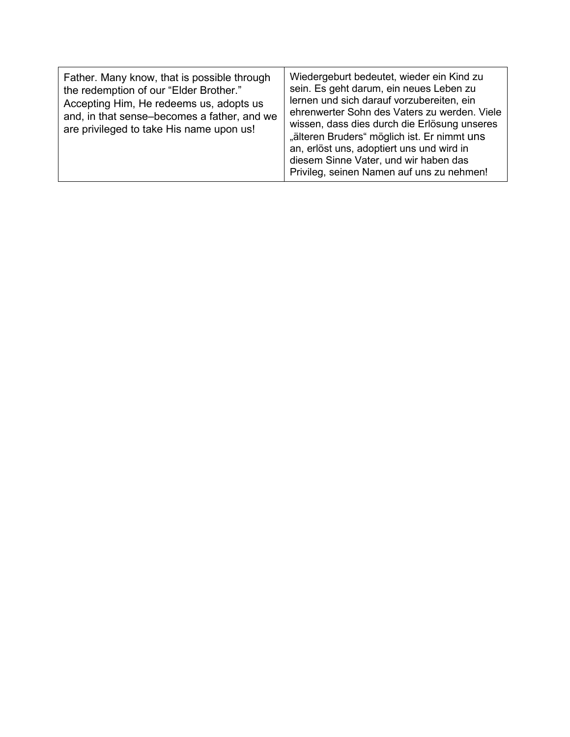| | |
|---|---|
| Father. Many know, that is possible through the redemption of our "Elder Brother." Accepting Him, He redeems us, adopts us and, in that sense–becomes a father, and we are privileged to take His name upon us! | Wiedergeburt bedeutet, wieder ein Kind zu sein. Es geht darum, ein neues Leben zu lernen und sich darauf vorzubereiten, ein ehrenwerter Sohn des Vaters zu werden. Viele wissen, dass dies durch die Erlösung unseres „älteren Bruders" möglich ist. Er nimmt uns an, erlöst uns, adoptiert uns und wird in diesem Sinne Vater, und wir haben das Privileg, seinen Namen auf uns zu nehmen! |